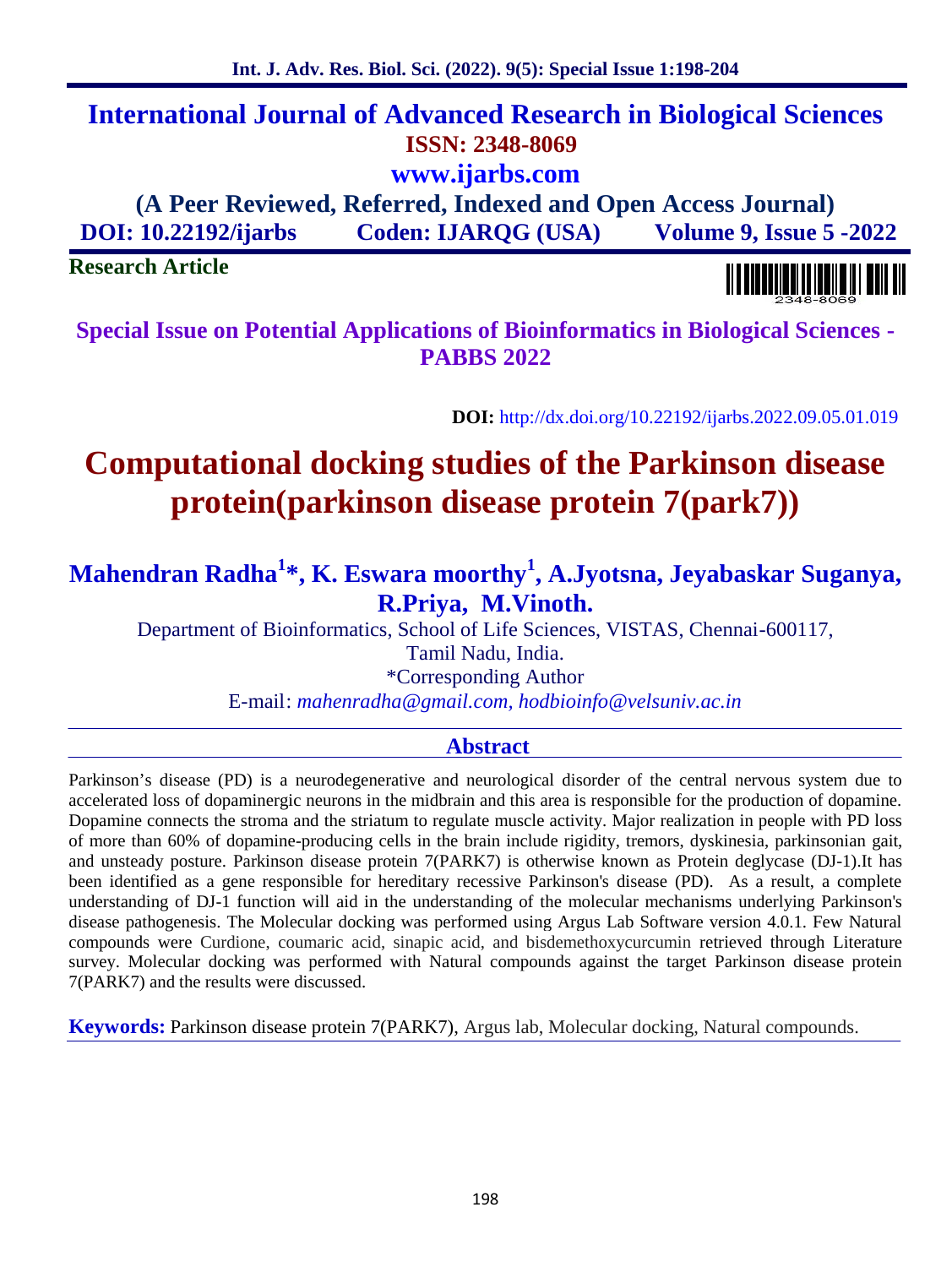# International Journal of Advanced Research in Biological Sciences

**ISSN: 2348-8069**

**www.ijarbs.com**

**(A Peer Reviewed, Referred, Indexed and Open Access Journal)**

**DOI: 10.22192/ijarbs Coden: IJARQG (USA) Volume 9, Issue 5 -2022**

**Research Article**

**Special Issue on Potential Applications of Bioinformatics in Biological Sciences - PABBS 2022**

**DOI:** http://dx.doi.org/10.22192/ijarbs.2022.09.05.01.019

# Computational docking studies of the Parkinson disease protein(parkinson disease protein 7(park7))

**Mahendran Radha[1]*, K. Eswara moorthy[1], A.Jyotsna, Jeyabaskar Suganya, R.Priya, M.Vinoth.**

Department of Bioinformatics, School of Life Sciences, VISTAS, Chennai-600117, Tamil Nadu, India.

*Corresponding Author

E-mail: *mahenradha@gmail.com, hodbioinfo@velsuniv.ac.in*

## Abstract

Parkinson's disease (PD) is a neurodegenerative and neurological disorder of the central nervous system due to accelerated loss of dopaminergic neurons in the midbrain and this area is responsible for the production of dopamine. Dopamine connects the stroma and the striatum to regulate muscle activity. Major realization in people with PD loss of more than 60% of dopamine-producing cells in the brain include rigidity, tremors, dyskinesia, parkinsonian gait, and unsteady posture. Parkinson disease protein 7(PARK7) is otherwise known as Protein deglycase (DJ-1).It has been identified as a gene responsible for hereditary recessive Parkinson's disease (PD). As a result, a complete understanding of DJ-1 function will aid in the understanding of the molecular mechanisms underlying Parkinson's disease pathogenesis. The Molecular docking was performed using Argus Lab Software version 4.0.1. Few Natural compounds were Curdione, coumaric acid, sinapic acid, and bisdemethoxycurcumin retrieved through Literature survey. Molecular docking was performed with Natural compounds against the target Parkinson disease protein 7(PARK7) and the results were discussed.

**Keywords:** Parkinson disease protein 7(PARK7), Argus lab, Molecular docking, Natural compounds.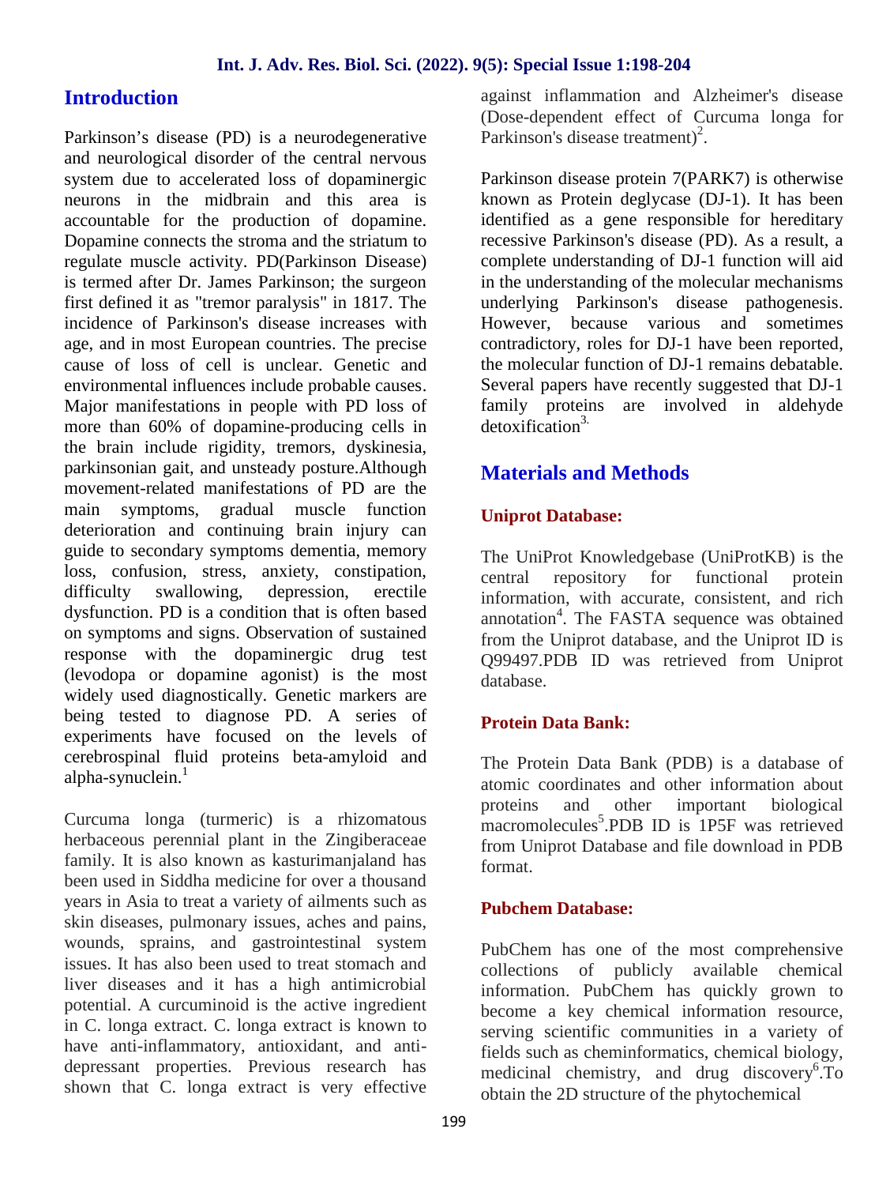## Introduction

Parkinson's disease (PD) is a neurodegenerative and neurological disorder of the central nervous system due to accelerated loss of dopaminergic neurons in the midbrain and this area is accountable for the production of dopamine. Dopamine connects the stroma and the striatum to regulate muscle activity. PD(Parkinson Disease) is termed after Dr. James Parkinson; the surgeon first defined it as "tremor paralysis" in 1817. The incidence of Parkinson's disease increases with age, and in most European countries. The precise cause of loss of cell is unclear. Genetic and environmental influences include probable causes. Major manifestations in people with PD loss of more than 60% of dopamine-producing cells in the brain include rigidity, tremors, dyskinesia, parkinsonian gait, and unsteady posture.Although movement-related manifestations of PD are the main symptoms, gradual muscle function deterioration and continuing brain injury can guide to secondary symptoms dementia, memory loss, confusion, stress, anxiety, constipation, difficulty swallowing, depression, erectile dysfunction. PD is a condition that is often based on symptoms and signs. Observation of sustained response with the dopaminergic drug test (levodopa or dopamine agonist) is the most widely used diagnostically. Genetic markers are being tested to diagnose PD. A series of experiments have focused on the levels of cerebrospinal fluid proteins beta-amyloid and alpha-synuclein.[1]

Curcuma longa (turmeric) is a rhizomatous herbaceous perennial plant in the Zingiberaceae family. It is also known as kasturimanjaland has been used in Siddha medicine for over a thousand years in Asia to treat a variety of ailments such as skin diseases, pulmonary issues, aches and pains, wounds, sprains, and gastrointestinal system issues. It has also been used to treat stomach and liver diseases and it has a high antimicrobial potential. A curcuminoid is the active ingredient in C. longa extract. C. longa extract is known to have anti-inflammatory, antioxidant, and anti-depressant properties. Previous research has shown that C. longa extract is very effective against inflammation and Alzheimer's disease (Dose-dependent effect of Curcuma longa for Parkinson's disease treatment)[2].

Parkinson disease protein 7(PARK7) is otherwise known as Protein deglycase (DJ-1). It has been identified as a gene responsible for hereditary recessive Parkinson's disease (PD). As a result, a complete understanding of DJ-1 function will aid in the understanding of the molecular mechanisms underlying Parkinson's disease pathogenesis. However, because various and sometimes contradictory, roles for DJ-1 have been reported, the molecular function of DJ-1 remains debatable. Several papers have recently suggested that DJ-1 family proteins are involved in aldehyde detoxification[3].

## Materials and Methods

### Uniprot Database:

The UniProt Knowledgebase (UniProtKB) is the central repository for functional protein information, with accurate, consistent, and rich annotation[4]. The FASTA sequence was obtained from the Uniprot database, and the Uniprot ID is Q99497.PDB ID was retrieved from Uniprot database.

### Protein Data Bank:

The Protein Data Bank (PDB) is a database of atomic coordinates and other information about proteins and other important biological macromolecules[5].PDB ID is 1P5F was retrieved from Uniprot Database and file download in PDB format.

### Pubchem Database:

PubChem has one of the most comprehensive collections of publicly available chemical information. PubChem has quickly grown to become a key chemical information resource, serving scientific communities in a variety of fields such as cheminformatics, chemical biology, medicinal chemistry, and drug discovery[6].To obtain the 2D structure of the phytochemical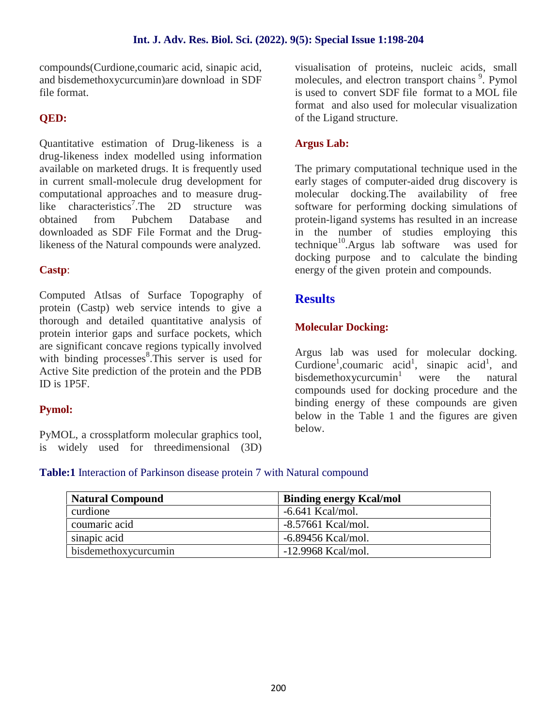compounds(Curdione,coumaric acid, sinapic acid, and bisdemethoxycurcumin)are download in SDF file format.

### QED:

Quantitative estimation of Drug-likeness is a drug-likeness index modelled using information available on marketed drugs. It is frequently used in current small-molecule drug development for computational approaches and to measure drug-like characteristics[7].The 2D structure was obtained from Pubchem Database and downloaded as SDF File Format and the Drug-likeness of the Natural compounds were analyzed.

### Castp:

Computed Atlsas of Surface Topography of protein (Castp) web service intends to give a thorough and detailed quantitative analysis of protein interior gaps and surface pockets, which are significant concave regions typically involved with binding processes[8].This server is used for Active Site prediction of the protein and the PDB ID is 1P5F.

### Pymol:

PyMOL, a crossplatform molecular graphics tool, is widely used for threedimensional (3D) visualisation of proteins, nucleic acids, small molecules, and electron transport chains [9]. Pymol is used to convert SDF file format to a MOL file format and also used for molecular visualization of the Ligand structure.

### Argus Lab:

The primary computational technique used in the early stages of computer-aided drug discovery is molecular docking.The availability of free software for performing docking simulations of protein-ligand systems has resulted in an increase in the number of studies employing this technique[10].Argus lab software was used for docking purpose and to calculate the binding energy of the given protein and compounds.

## Results

### Molecular Docking:

Argus lab was used for molecular docking. Curdione[1],coumaric acid[1], sinapic acid[1], and bisdemethoxycurcumin[1] were the natural compounds used for docking procedure and the binding energy of these compounds are given below in the Table 1 and the figures are given below.

**Table:1** Interaction of Parkinson disease protein 7 with Natural compound

| Natural Compound | Binding energy Kcal/mol |
|---|---|
| curdione | -6.641 Kcal/mol. |
| coumaric acid | -8.57661 Kcal/mol. |
| sinapic acid | -6.89456 Kcal/mol. |
| bisdemethoxycurcumin | -12.9968 Kcal/mol. |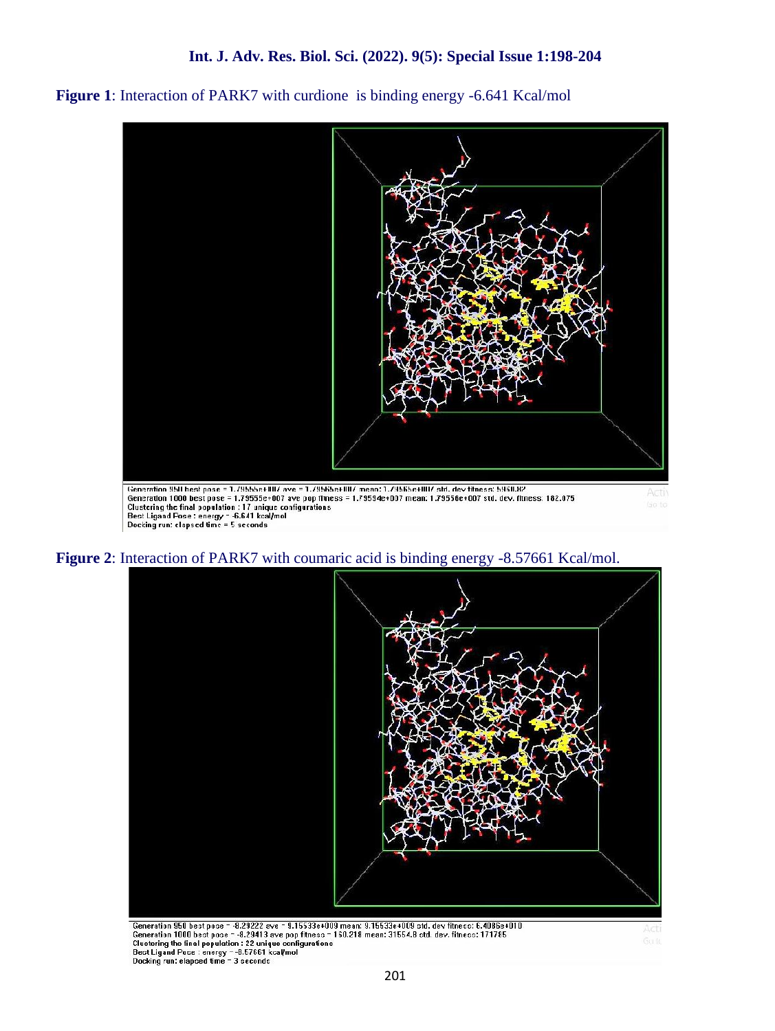**Figure 1**: Interaction of PARK7 with curdione is binding energy -6.641 Kcal/mol

```
Generation 950 best pose = 1.79555e+007 ave = 1.79555e+007 mean: 1.79555e+007 std. dev fitness: 5950.82
Generation 1000 best pose = 1.79555e+007 ave pop fitness = 1.79594e+007 mean: 1.79556e+007 std. dev. fitness: 182.075
Clustering the final population : 17 unique configurations
Best Ligand Pose : energy = -6.641 kcal/mol
Docking run: elapsed time = 5 seconds
```

**Figure 2**: Interaction of PARK7 with coumaric acid is binding energy -8.57661 Kcal/mol.

```
Generation 950 best pose = -8.29222 ave = 9.15533e+009 mean: 9.15533e+009 std. dev fitness: 6.4086e+010
Generation 1000 best pose = -8.29413 ave pop fitness = 160.218 mean: 31554.8 std. dev. fitness: 171785
Clustering the final population : 22 unique configurations
Best Ligand Pose : energy = -8.57661 kcal/mol
Docking run: elapsed time = 3 seconds
```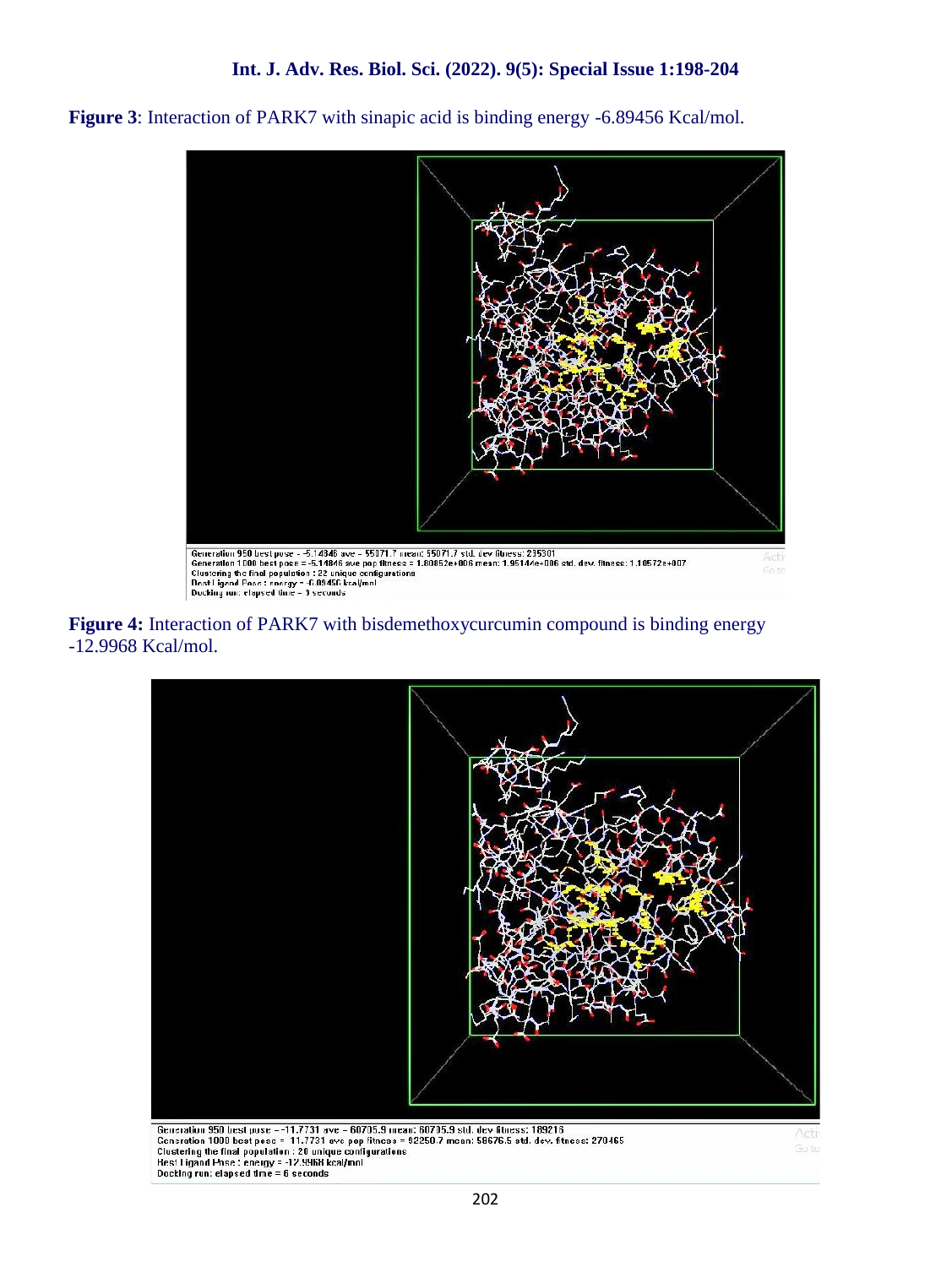**Figure 3**: Interaction of PARK7 with sinapic acid is binding energy -6.89456 Kcal/mol.

Generation 950 best pose = -5.14846 ave = 55071.7 mean: 55071.7 std. dev fitness: 235301
Generation 1000 best pose = -5.14846 ave pop fitness = 1.80852e+006 mean: 1.95144e+006 std. dev. fitness: 1.10572e+007
Clustering the final population : 22 unique configurations
Best Ligand Pose : energy = -6.89456 kcal/mol
Docking run: elapsed time = 3 seconds

**Figure 4:** Interaction of PARK7 with bisdemethoxycurcumin compound is binding energy -12.9968 Kcal/mol.

Generation 950 best pose = -11.7731 ave = 60705.9 mean: 60705.9 std. dev fitness: 189216
Generation 1000 best pose = -11.7731 ave pop fitness = 92250.7 mean: 58676.5 std. dev. fitness: 270465
Clustering the final population : 20 unique configurations
Best Ligand Pose : energy = -12.9968 kcal/mol
Docking run: elapsed time = 6 seconds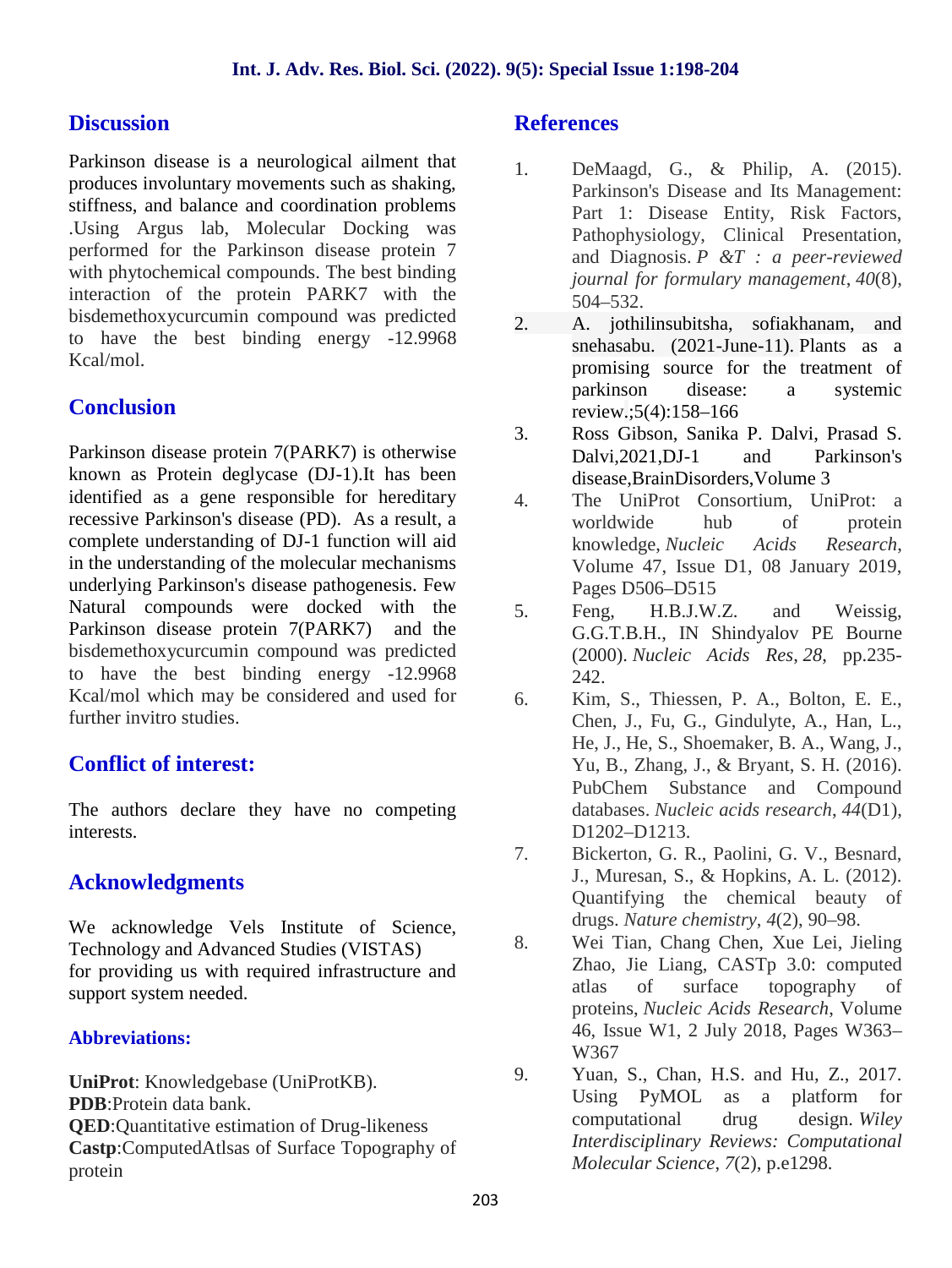## Discussion

Parkinson disease is a neurological ailment that produces involuntary movements such as shaking, stiffness, and balance and coordination problems .Using Argus lab, Molecular Docking was performed for the Parkinson disease protein 7 with phytochemical compounds. The best binding interaction of the protein PARK7 with the bisdemethoxycurcumin compound was predicted to have the best binding energy -12.9968 Kcal/mol.

## Conclusion

Parkinson disease protein 7(PARK7) is otherwise known as Protein deglycase (DJ-1).It has been identified as a gene responsible for hereditary recessive Parkinson's disease (PD). As a result, a complete understanding of DJ-1 function will aid in the understanding of the molecular mechanisms underlying Parkinson's disease pathogenesis. Few Natural compounds were docked with the Parkinson disease protein 7(PARK7) and the bisdemethoxycurcumin compound was predicted to have the best binding energy -12.9968 Kcal/mol which may be considered and used for further invitro studies.

## Conflict of interest:

The authors declare they have no competing interests.

## Acknowledgments

We acknowledge Vels Institute of Science, Technology and Advanced Studies (VISTAS) for providing us with required infrastructure and support system needed.

### Abbreviations:

**UniProt**: Knowledgebase (UniProtKB).
**PDB**:Protein data bank.
**QED**:Quantitative estimation of Drug-likeness
**Castp**:ComputedAtlsas of Surface Topography of protein

## References

1. DeMaagd, G., & Philip, A. (2015). Parkinson's Disease and Its Management: Part 1: Disease Entity, Risk Factors, Pathophysiology, Clinical Presentation, and Diagnosis. *P &T : a peer-reviewed journal for formulary management*, *40*(8), 504–532.
2. A. jothilinsubitsha, sofiakhanam, and snehasabu. (2021-June-11). Plants as a promising source for the treatment of parkinson disease: a systemic review.;5(4):158–166
3. Ross Gibson, Sanika P. Dalvi, Prasad S. Dalvi,2021,DJ-1 and Parkinson's disease,BrainDisorders,Volume 3
4. The UniProt Consortium, UniProt: a worldwide hub of protein knowledge, *Nucleic Acids Research*, Volume 47, Issue D1, 08 January 2019, Pages D506–D515
5. Feng, H.B.J.W.Z. and Weissig, G.G.T.B.H., IN Shindyalov PE Bourne (2000). *Nucleic Acids Res*, *28*, pp.235-242.
6. Kim, S., Thiessen, P. A., Bolton, E. E., Chen, J., Fu, G., Gindulyte, A., Han, L., He, J., He, S., Shoemaker, B. A., Wang, J., Yu, B., Zhang, J., & Bryant, S. H. (2016). PubChem Substance and Compound databases. *Nucleic acids research*, *44*(D1), D1202–D1213.
7. Bickerton, G. R., Paolini, G. V., Besnard, J., Muresan, S., & Hopkins, A. L. (2012). Quantifying the chemical beauty of drugs. *Nature chemistry*, *4*(2), 90–98.
8. Wei Tian, Chang Chen, Xue Lei, Jieling Zhao, Jie Liang, CASTp 3.0: computed atlas of surface topography of proteins, *Nucleic Acids Research*, Volume 46, Issue W1, 2 July 2018, Pages W363–W367
9. Yuan, S., Chan, H.S. and Hu, Z., 2017. Using PyMOL as a platform for computational drug design. *Wiley Interdisciplinary Reviews: Computational Molecular Science*, *7*(2), p.e1298.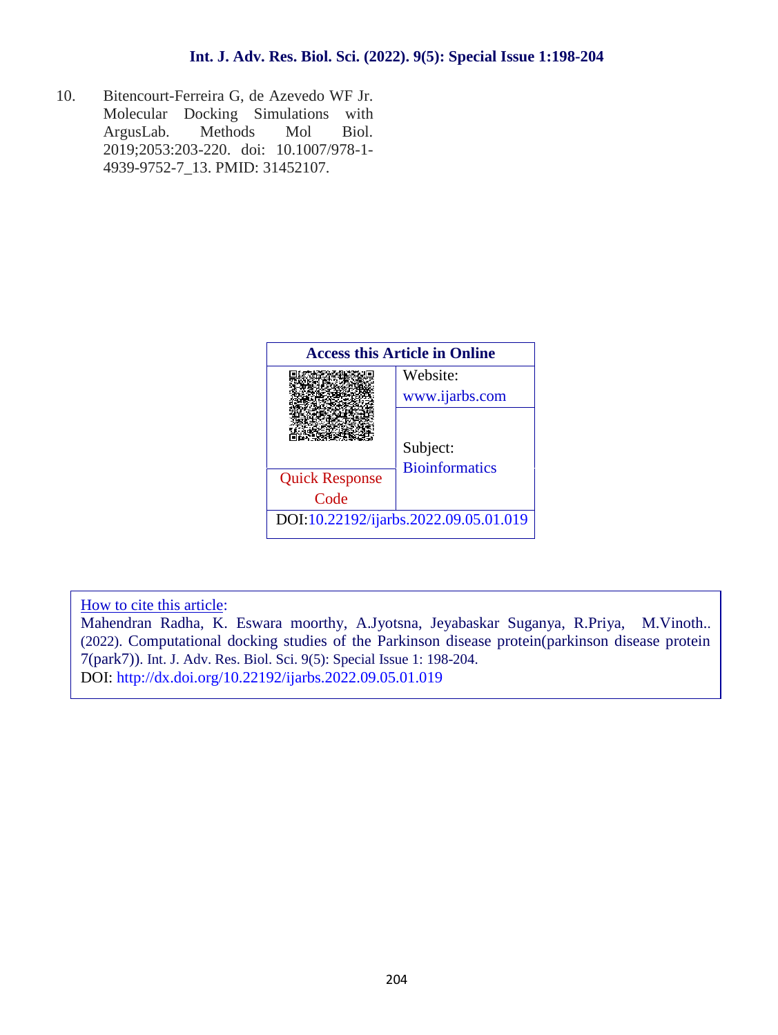10. Bitencourt-Ferreira G, de Azevedo WF Jr. Molecular Docking Simulations with ArgusLab. Methods Mol Biol. 2019;2053:203-220. doi: 10.1007/978-1-4939-9752-7_13. PMID: 31452107.

| Access this Article in Online | |
|---|---|
| | Website: www.ijarbs.com |
| Quick Response Code | Subject: Bioinformatics |
| DOI:10.22192/ijarbs.2022.09.05.01.019 | |

How to cite this article:
Mahendran Radha, K. Eswara moorthy, A.Jyotsna, Jeyabaskar Suganya, R.Priya, M.Vinoth.. (2022). Computational docking studies of the Parkinson disease protein(parkinson disease protein 7(park7)). Int. J. Adv. Res. Biol. Sci. 9(5): Special Issue 1: 198-204.
DOI: http://dx.doi.org/10.22192/ijarbs.2022.09.05.01.019